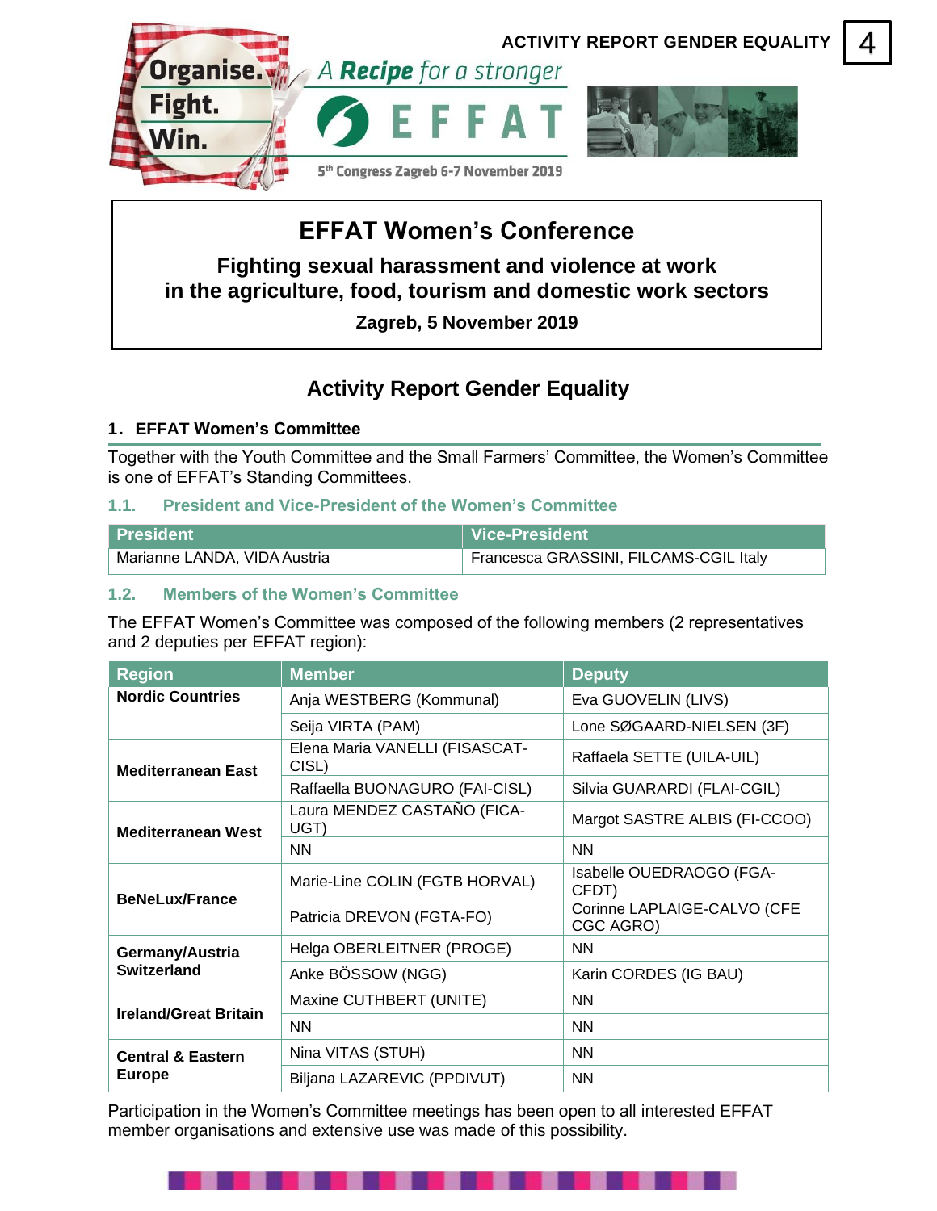# EFFAT Women's Conference

## Fighting sexual harassment and violence at work in the agriculture, food, tourism and domestic work sectors

**Zagreb, 5 November 2019**

## Activity Report Gender Equality

### 1. EFFAT Women's Committee

Together with the Youth Committee and the Small Farmers' Committee, the Women's Committee is one of EFFAT's Standing Committees.

#### 1.1. President and Vice-President of the Women's Committee

| President | Vice-President |
|---|---|
| Marianne LANDA, VIDA Austria | Francesca GRASSINI, FILCAMS-CGIL Italy |

#### 1.2. Members of the Women's Committee

The EFFAT Women's Committee was composed of the following members (2 representatives and 2 deputies per EFFAT region):

| Region | Member | Deputy |
|---|---|---|
| **Nordic Countries** | Anja WESTBERG (Kommunal) | Eva GUOVELIN (LIVS) |
| | Seija VIRTA (PAM) | Lone SØGAARD-NIELSEN (3F) |
| **Mediterranean East** | Elena Maria VANELLI (FISASCAT-CISL) | Raffaela SETTE (UILA-UIL) |
| | Raffaella BUONAGURO (FAI-CISL) | Silvia GUARARDI (FLAI-CGIL) |
| **Mediterranean West** | Laura MENDEZ CASTAÑO (FICA-UGT) | Margot SASTRE ALBIS (FI-CCOO) |
| | NN | NN |
| **BeNeLux/France** | Marie-Line COLIN (FGTB HORVAL) | Isabelle OUEDRAOGO (FGA-CFDT) |
| | Patricia DREVON (FGTA-FO) | Corinne LAPLAIGE-CALVO (CFE CGC AGRO) |
| **Germany/Austria Switzerland** | Helga OBERLEITNER (PROGE) | NN |
| | Anke BÖSSOW (NGG) | Karin CORDES (IG BAU) |
| **Ireland/Great Britain** | Maxine CUTHBERT (UNITE) | NN |
| | NN | NN |
| **Central & Eastern Europe** | Nina VITAS (STUH) | NN |
| | Biljana LAZAREVIC (PPDIVUT) | NN |

Participation in the Women's Committee meetings has been open to all interested EFFAT member organisations and extensive use was made of this possibility.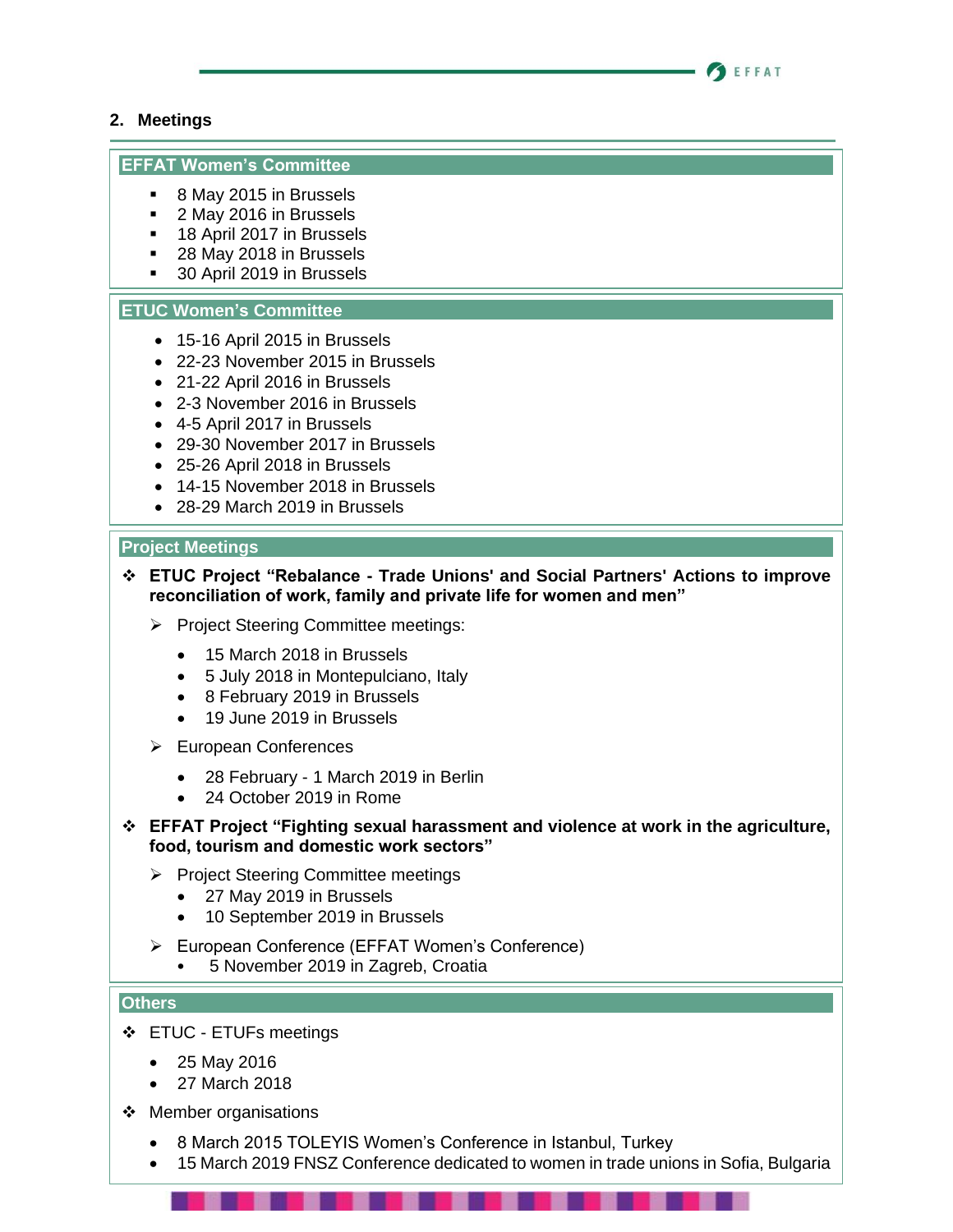## 2. Meetings

### EFFAT Women's Committee

- 8 May 2015 in Brussels
- 2 May 2016 in Brussels
- 18 April 2017 in Brussels
- 28 May 2018 in Brussels
- 30 April 2019 in Brussels

### ETUC Women's Committee

- 15-16 April 2015 in Brussels
- 22-23 November 2015 in Brussels
- 21-22 April 2016 in Brussels
- 2-3 November 2016 in Brussels
- 4-5 April 2017 in Brussels
- 29-30 November 2017 in Brussels
- 25-26 April 2018 in Brussels
- 14-15 November 2018 in Brussels
- 28-29 March 2019 in Brussels

### Project Meetings

- **ETUC Project "Rebalance - Trade Unions' and Social Partners' Actions to improve reconciliation of work, family and private life for women and men"**
  - Project Steering Committee meetings:
    - 15 March 2018 in Brussels
    - 5 July 2018 in Montepulciano, Italy
    - 8 February 2019 in Brussels
    - 19 June 2019 in Brussels
  - European Conferences
    - 28 February - 1 March 2019 in Berlin
    - 24 October 2019 in Rome
- **EFFAT Project "Fighting sexual harassment and violence at work in the agriculture, food, tourism and domestic work sectors"**
  - Project Steering Committee meetings
    - 27 May 2019 in Brussels
    - 10 September 2019 in Brussels
  - European Conference (EFFAT Women's Conference)
    - 5 November 2019 in Zagreb, Croatia

### Others

- ETUC - ETUFs meetings
  - 25 May 2016
  - 27 March 2018
- Member organisations
  - 8 March 2015 TOLEYIS Women's Conference in Istanbul, Turkey
  - 15 March 2019 FNSZ Conference dedicated to women in trade unions in Sofia, Bulgaria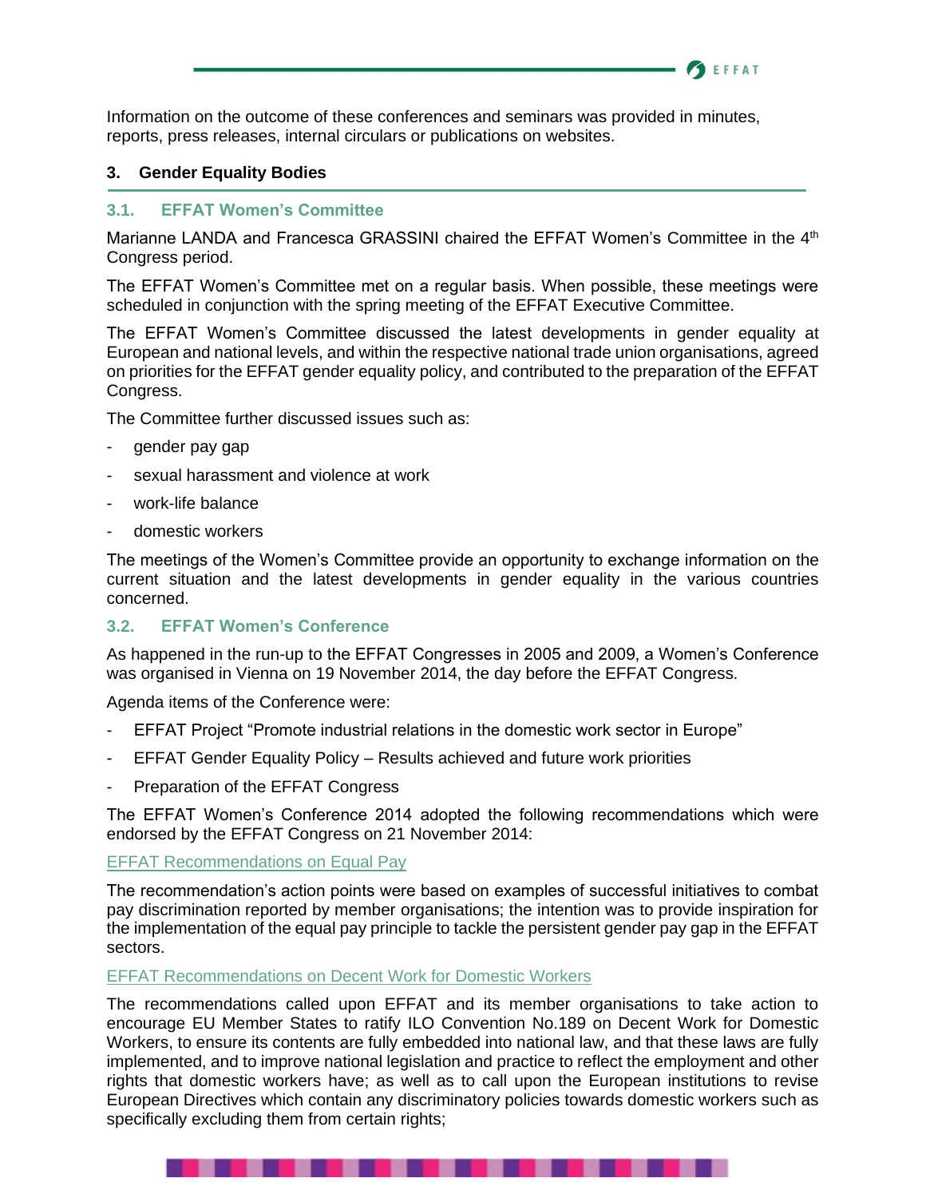Information on the outcome of these conferences and seminars was provided in minutes, reports, press releases, internal circulars or publications on websites.

## 3. Gender Equality Bodies

### 3.1. EFFAT Women's Committee

Marianne LANDA and Francesca GRASSINI chaired the EFFAT Women's Committee in the 4th Congress period.

The EFFAT Women's Committee met on a regular basis. When possible, these meetings were scheduled in conjunction with the spring meeting of the EFFAT Executive Committee.

The EFFAT Women's Committee discussed the latest developments in gender equality at European and national levels, and within the respective national trade union organisations, agreed on priorities for the EFFAT gender equality policy, and contributed to the preparation of the EFFAT Congress.

The Committee further discussed issues such as:

- gender pay gap
- sexual harassment and violence at work
- work-life balance
- domestic workers

The meetings of the Women's Committee provide an opportunity to exchange information on the current situation and the latest developments in gender equality in the various countries concerned.

### 3.2. EFFAT Women's Conference

As happened in the run-up to the EFFAT Congresses in 2005 and 2009, a Women's Conference was organised in Vienna on 19 November 2014, the day before the EFFAT Congress.

Agenda items of the Conference were:

- EFFAT Project "Promote industrial relations in the domestic work sector in Europe"
- EFFAT Gender Equality Policy – Results achieved and future work priorities
- Preparation of the EFFAT Congress

The EFFAT Women's Conference 2014 adopted the following recommendations which were endorsed by the EFFAT Congress on 21 November 2014:

EFFAT Recommendations on Equal Pay

The recommendation's action points were based on examples of successful initiatives to combat pay discrimination reported by member organisations; the intention was to provide inspiration for the implementation of the equal pay principle to tackle the persistent gender pay gap in the EFFAT sectors.

EFFAT Recommendations on Decent Work for Domestic Workers

The recommendations called upon EFFAT and its member organisations to take action to encourage EU Member States to ratify ILO Convention No.189 on Decent Work for Domestic Workers, to ensure its contents are fully embedded into national law, and that these laws are fully implemented, and to improve national legislation and practice to reflect the employment and other rights that domestic workers have; as well as to call upon the European institutions to revise European Directives which contain any discriminatory policies towards domestic workers such as specifically excluding them from certain rights;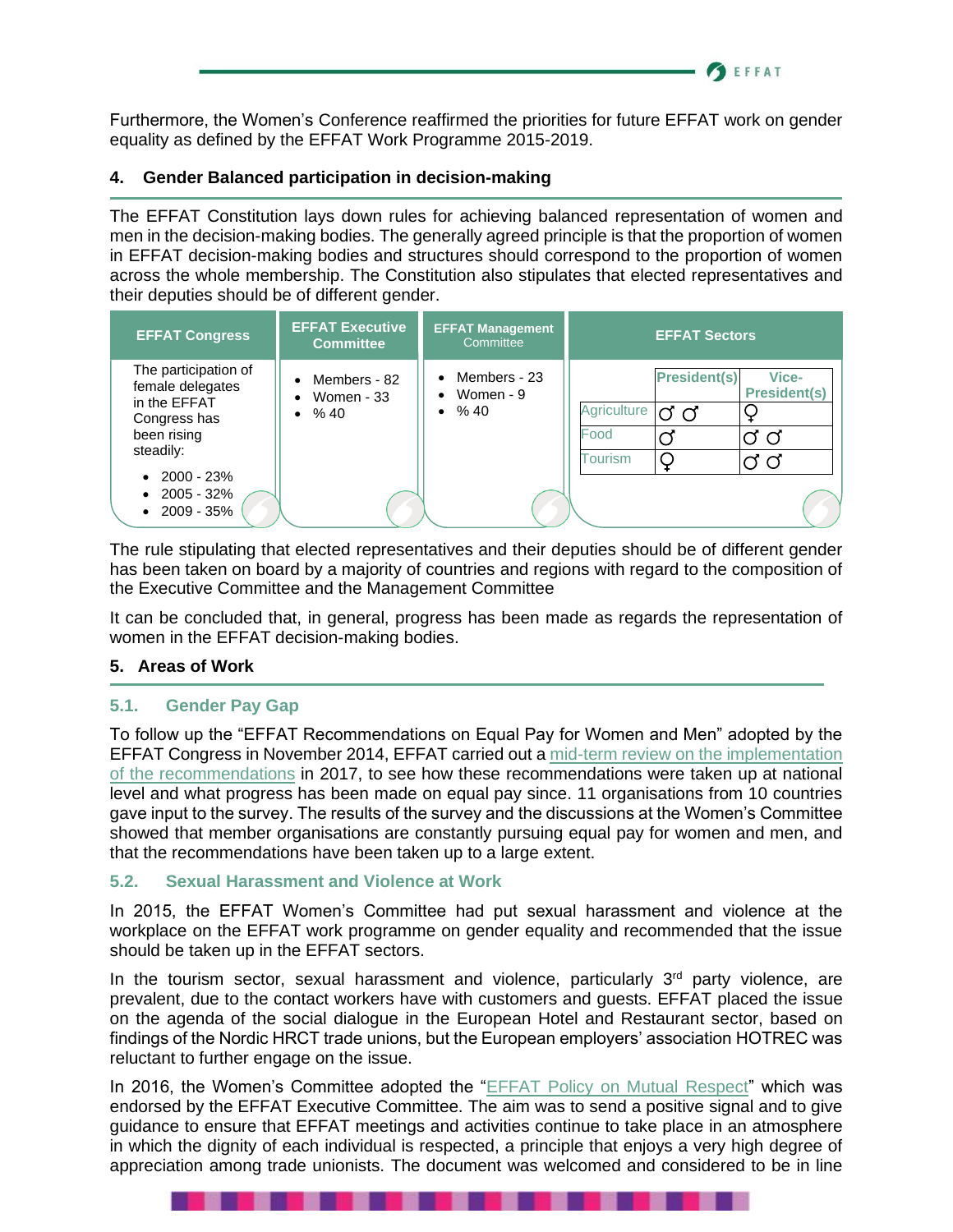Furthermore, the Women's Conference reaffirmed the priorities for future EFFAT work on gender equality as defined by the EFFAT Work Programme 2015-2019.

## 4. Gender Balanced participation in decision-making

The EFFAT Constitution lays down rules for achieving balanced representation of women and men in the decision-making bodies. The generally agreed principle is that the proportion of women in EFFAT decision-making bodies and structures should correspond to the proportion of women across the whole membership. The Constitution also stipulates that elected representatives and their deputies should be of different gender.

| EFFAT Congress | EFFAT Executive Committee | EFFAT Management Committee | EFFAT Sectors |
|---|---|---|---|
| The participation of female delegates in the EFFAT Congress has been rising steadily:<br>• 2000 - 23%<br>• 2005 - 32%<br>• 2009 - 35% | • Members - 82<br>• Women - 33<br>• % 40 | • Members - 23<br>• Women - 9<br>• % 40 | (see table below) |

| | President(s) | Vice-President(s) |
|---|---|---|
| Agriculture | ♂ ♂ | ♀ |
| Food | ♂ | ♂ ♂ |
| Tourism | ♀ | ♂ ♂ |

The rule stipulating that elected representatives and their deputies should be of different gender has been taken on board by a majority of countries and regions with regard to the composition of the Executive Committee and the Management Committee

It can be concluded that, in general, progress has been made as regards the representation of women in the EFFAT decision-making bodies.

## 5. Areas of Work

### 5.1. Gender Pay Gap

To follow up the "EFFAT Recommendations on Equal Pay for Women and Men" adopted by the EFFAT Congress in November 2014, EFFAT carried out a mid-term review on the implementation of the recommendations in 2017, to see how these recommendations were taken up at national level and what progress has been made on equal pay since. 11 organisations from 10 countries gave input to the survey. The results of the survey and the discussions at the Women's Committee showed that member organisations are constantly pursuing equal pay for women and men, and that the recommendations have been taken up to a large extent.

### 5.2. Sexual Harassment and Violence at Work

In 2015, the EFFAT Women's Committee had put sexual harassment and violence at the workplace on the EFFAT work programme on gender equality and recommended that the issue should be taken up in the EFFAT sectors.

In the tourism sector, sexual harassment and violence, particularly 3rd party violence, are prevalent, due to the contact workers have with customers and guests. EFFAT placed the issue on the agenda of the social dialogue in the European Hotel and Restaurant sector, based on findings of the Nordic HRCT trade unions, but the European employers' association HOTREC was reluctant to further engage on the issue.

In 2016, the Women's Committee adopted the "EFFAT Policy on Mutual Respect" which was endorsed by the EFFAT Executive Committee. The aim was to send a positive signal and to give guidance to ensure that EFFAT meetings and activities continue to take place in an atmosphere in which the dignity of each individual is respected, a principle that enjoys a very high degree of appreciation among trade unionists. The document was welcomed and considered to be in line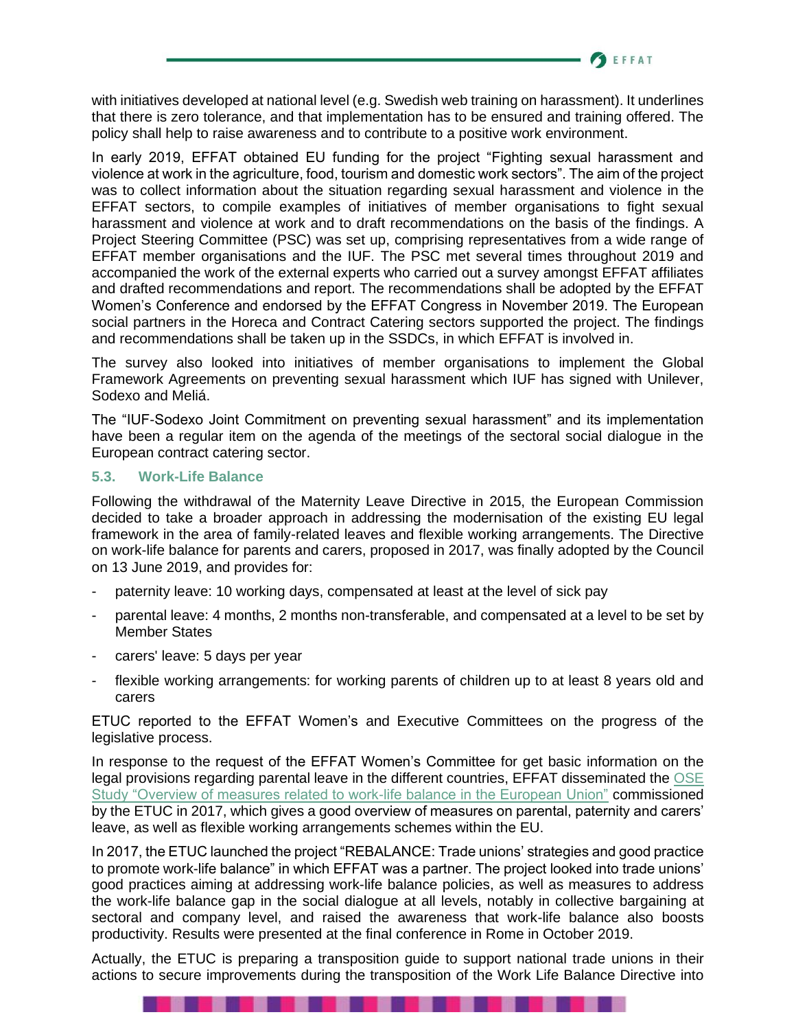with initiatives developed at national level (e.g. Swedish web training on harassment). It underlines that there is zero tolerance, and that implementation has to be ensured and training offered. The policy shall help to raise awareness and to contribute to a positive work environment.

In early 2019, EFFAT obtained EU funding for the project "Fighting sexual harassment and violence at work in the agriculture, food, tourism and domestic work sectors". The aim of the project was to collect information about the situation regarding sexual harassment and violence in the EFFAT sectors, to compile examples of initiatives of member organisations to fight sexual harassment and violence at work and to draft recommendations on the basis of the findings. A Project Steering Committee (PSC) was set up, comprising representatives from a wide range of EFFAT member organisations and the IUF. The PSC met several times throughout 2019 and accompanied the work of the external experts who carried out a survey amongst EFFAT affiliates and drafted recommendations and report. The recommendations shall be adopted by the EFFAT Women's Conference and endorsed by the EFFAT Congress in November 2019. The European social partners in the Horeca and Contract Catering sectors supported the project. The findings and recommendations shall be taken up in the SSDCs, in which EFFAT is involved in.

The survey also looked into initiatives of member organisations to implement the Global Framework Agreements on preventing sexual harassment which IUF has signed with Unilever, Sodexo and Meliá.

The "IUF-Sodexo Joint Commitment on preventing sexual harassment" and its implementation have been a regular item on the agenda of the meetings of the sectoral social dialogue in the European contract catering sector.

### 5.3. Work-Life Balance

Following the withdrawal of the Maternity Leave Directive in 2015, the European Commission decided to take a broader approach in addressing the modernisation of the existing EU legal framework in the area of family-related leaves and flexible working arrangements. The Directive on work-life balance for parents and carers, proposed in 2017, was finally adopted by the Council on 13 June 2019, and provides for:

- paternity leave: 10 working days, compensated at least at the level of sick pay
- parental leave: 4 months, 2 months non-transferable, and compensated at a level to be set by Member States
- carers' leave: 5 days per year
- flexible working arrangements: for working parents of children up to at least 8 years old and carers

ETUC reported to the EFFAT Women's and Executive Committees on the progress of the legislative process.

In response to the request of the EFFAT Women's Committee for get basic information on the legal provisions regarding parental leave in the different countries, EFFAT disseminated the OSE Study "Overview of measures related to work-life balance in the European Union" commissioned by the ETUC in 2017, which gives a good overview of measures on parental, paternity and carers' leave, as well as flexible working arrangements schemes within the EU.

In 2017, the ETUC launched the project "REBALANCE: Trade unions' strategies and good practice to promote work-life balance" in which EFFAT was a partner. The project looked into trade unions' good practices aiming at addressing work-life balance policies, as well as measures to address the work-life balance gap in the social dialogue at all levels, notably in collective bargaining at sectoral and company level, and raised the awareness that work-life balance also boosts productivity. Results were presented at the final conference in Rome in October 2019.

Actually, the ETUC is preparing a transposition guide to support national trade unions in their actions to secure improvements during the transposition of the Work Life Balance Directive into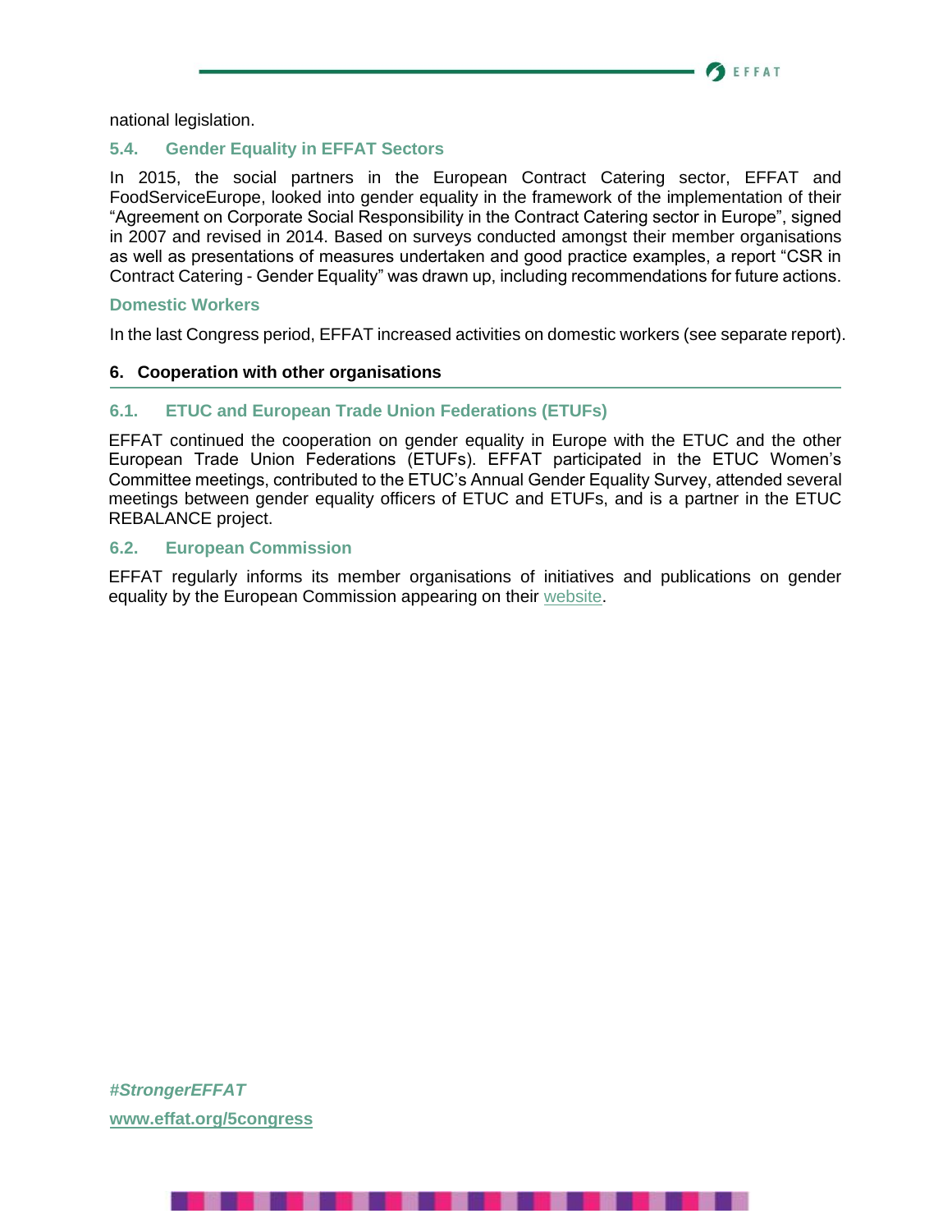national legislation.

### 5.4. Gender Equality in EFFAT Sectors

In 2015, the social partners in the European Contract Catering sector, EFFAT and FoodServiceEurope, looked into gender equality in the framework of the implementation of their "Agreement on Corporate Social Responsibility in the Contract Catering sector in Europe", signed in 2007 and revised in 2014. Based on surveys conducted amongst their member organisations as well as presentations of measures undertaken and good practice examples, a report "CSR in Contract Catering - Gender Equality" was drawn up, including recommendations for future actions.

#### Domestic Workers

In the last Congress period, EFFAT increased activities on domestic workers (see separate report).

## 6. Cooperation with other organisations

### 6.1. ETUC and European Trade Union Federations (ETUFs)

EFFAT continued the cooperation on gender equality in Europe with the ETUC and the other European Trade Union Federations (ETUFs). EFFAT participated in the ETUC Women's Committee meetings, contributed to the ETUC's Annual Gender Equality Survey, attended several meetings between gender equality officers of ETUC and ETUFs, and is a partner in the ETUC REBALANCE project.

### 6.2. European Commission

EFFAT regularly informs its member organisations of initiatives and publications on gender equality by the European Commission appearing on their website.

***#StrongerEFFAT***

**www.effat.org/5congress**